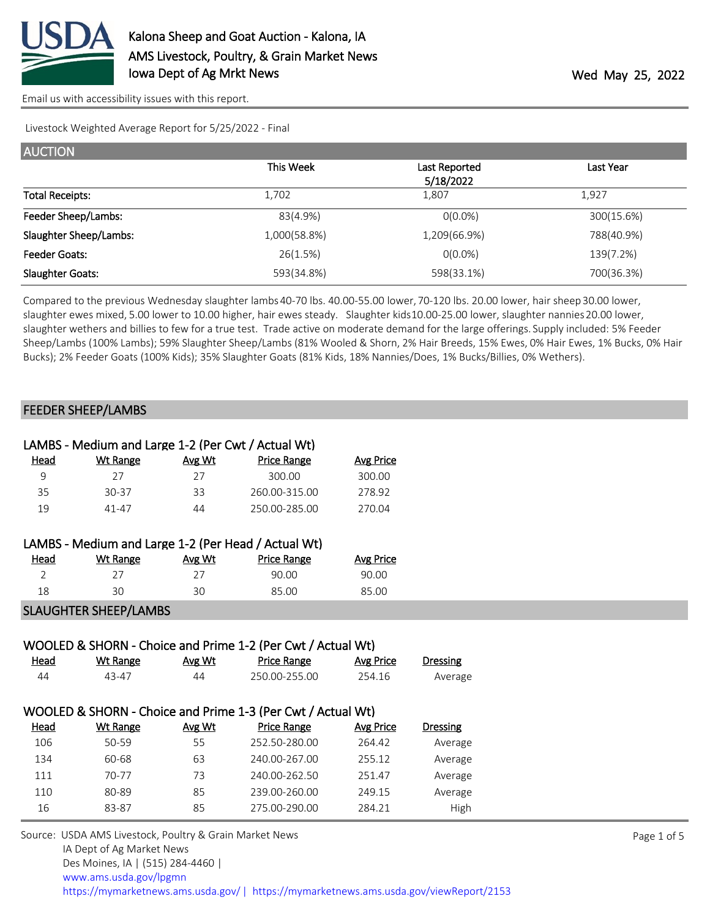Kalona Sheep and Goat Auction - Kalona, IA
AMS Livestock, Poultry, & Grain Market News
Iowa Dept of Ag Mrkt News

Wed May 25, 2022

Email us with accessibility issues with this report.

Livestock Weighted Average Report for 5/25/2022 - Final

## AUCTION

| | This Week | Last Reported 5/18/2022 | Last Year |
|---|---|---|---|
| Total Receipts: | 1,702 | 1,807 | 1,927 |
| Feeder Sheep/Lambs: | 83(4.9%) | 0(0.0%) | 300(15.6%) |
| Slaughter Sheep/Lambs: | 1,000(58.8%) | 1,209(66.9%) | 788(40.9%) |
| Feeder Goats: | 26(1.5%) | 0(0.0%) | 139(7.2%) |
| Slaughter Goats: | 593(34.8%) | 598(33.1%) | 700(36.3%) |

Compared to the previous Wednesday slaughter lambs 40-70 lbs. 40.00-55.00 lower, 70-120 lbs. 20.00 lower, hair sheep 30.00 lower, slaughter ewes mixed, 5.00 lower to 10.00 higher, hair ewes steady. Slaughter kids 10.00-25.00 lower, slaughter nannies 20.00 lower, slaughter wethers and billies to few for a true test. Trade active on moderate demand for the large offerings. Supply included: 5% Feeder Sheep/Lambs (100% Lambs); 59% Slaughter Sheep/Lambs (81% Wooled & Shorn, 2% Hair Breeds, 15% Ewes, 0% Hair Ewes, 1% Bucks, 0% Hair Bucks); 2% Feeder Goats (100% Kids); 35% Slaughter Goats (81% Kids, 18% Nannies/Does, 1% Bucks/Billies, 0% Wethers).

## FEEDER SHEEP/LAMBS

### LAMBS - Medium and Large 1-2 (Per Cwt / Actual Wt)

| Head | Wt Range | Avg Wt | Price Range | Avg Price |
|---|---|---|---|---|
| 9 | 27 | 27 | 300.00 | 300.00 |
| 35 | 30-37 | 33 | 260.00-315.00 | 278.92 |
| 19 | 41-47 | 44 | 250.00-285.00 | 270.04 |

### LAMBS - Medium and Large 1-2 (Per Head / Actual Wt)

| Head | Wt Range | Avg Wt | Price Range | Avg Price |
|---|---|---|---|---|
| 2 | 27 | 27 | 90.00 | 90.00 |
| 18 | 30 | 30 | 85.00 | 85.00 |

## SLAUGHTER SHEEP/LAMBS

### WOOLED & SHORN - Choice and Prime 1-2 (Per Cwt / Actual Wt)

| Head | Wt Range | Avg Wt | Price Range | Avg Price | Dressing |
|---|---|---|---|---|---|
| 44 | 43-47 | 44 | 250.00-255.00 | 254.16 | Average |

### WOOLED & SHORN - Choice and Prime 1-3 (Per Cwt / Actual Wt)

| Head | Wt Range | Avg Wt | Price Range | Avg Price | Dressing |
|---|---|---|---|---|---|
| 106 | 50-59 | 55 | 252.50-280.00 | 264.42 | Average |
| 134 | 60-68 | 63 | 240.00-267.00 | 255.12 | Average |
| 111 | 70-77 | 73 | 240.00-262.50 | 251.47 | Average |
| 110 | 80-89 | 85 | 239.00-260.00 | 249.15 | Average |
| 16 | 83-87 | 85 | 275.00-290.00 | 284.21 | High |

Source: USDA AMS Livestock, Poultry & Grain Market News
IA Dept of Ag Market News
Des Moines, IA | (515) 284-4460 |
www.ams.usda.gov/lpgmn
https://mymarketnews.ams.usda.gov/ | https://mymarketnews.ams.usda.gov/viewReport/2153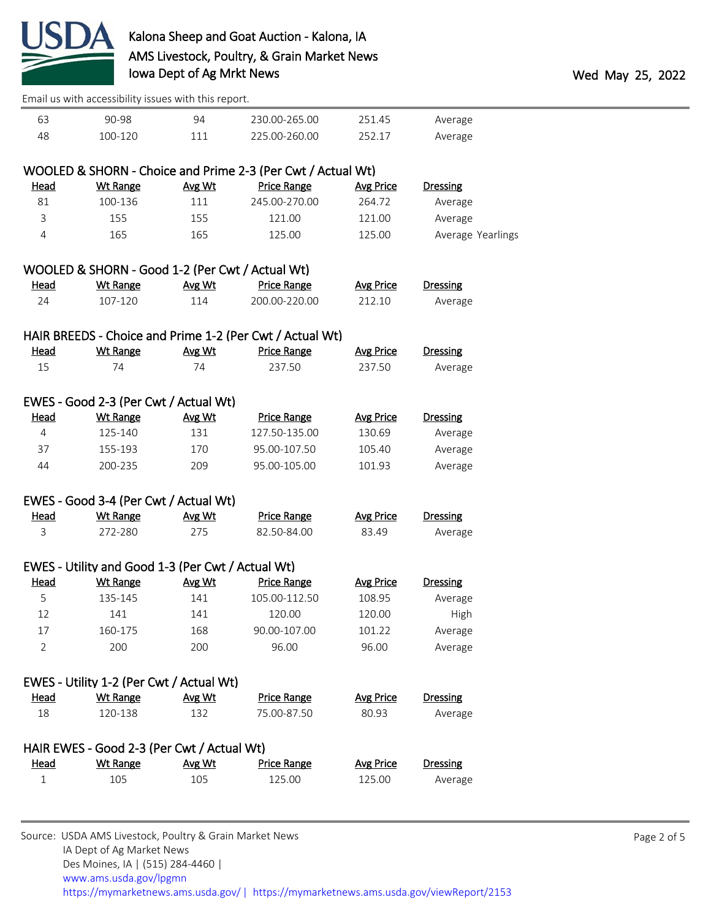| Head | Wt Range | Avg Wt | Price Range | Avg Price | Dressing |
|---|---|---|---|---|---|
| 63 | 90-98 | 94 | 230.00-265.00 | 251.45 | Average |
| 48 | 100-120 | 111 | 225.00-260.00 | 252.17 | Average |

### WOOLED & SHORN - Choice and Prime 2-3 (Per Cwt / Actual Wt)

| Head | Wt Range | Avg Wt | Price Range | Avg Price | Dressing |
|---|---|---|---|---|---|
| 81 | 100-136 | 111 | 245.00-270.00 | 264.72 | Average |
| 3 | 155 | 155 | 121.00 | 121.00 | Average |
| 4 | 165 | 165 | 125.00 | 125.00 | Average Yearlings |

### WOOLED & SHORN - Good 1-2 (Per Cwt / Actual Wt)

| Head | Wt Range | Avg Wt | Price Range | Avg Price | Dressing |
|---|---|---|---|---|---|
| 24 | 107-120 | 114 | 200.00-220.00 | 212.10 | Average |

### HAIR BREEDS - Choice and Prime 1-2 (Per Cwt / Actual Wt)

| Head | Wt Range | Avg Wt | Price Range | Avg Price | Dressing |
|---|---|---|---|---|---|
| 15 | 74 | 74 | 237.50 | 237.50 | Average |

### EWES - Good 2-3 (Per Cwt / Actual Wt)

| Head | Wt Range | Avg Wt | Price Range | Avg Price | Dressing |
|---|---|---|---|---|---|
| 4 | 125-140 | 131 | 127.50-135.00 | 130.69 | Average |
| 37 | 155-193 | 170 | 95.00-107.50 | 105.40 | Average |
| 44 | 200-235 | 209 | 95.00-105.00 | 101.93 | Average |

### EWES - Good 3-4 (Per Cwt / Actual Wt)

| Head | Wt Range | Avg Wt | Price Range | Avg Price | Dressing |
|---|---|---|---|---|---|
| 3 | 272-280 | 275 | 82.50-84.00 | 83.49 | Average |

### EWES - Utility and Good 1-3 (Per Cwt / Actual Wt)

| Head | Wt Range | Avg Wt | Price Range | Avg Price | Dressing |
|---|---|---|---|---|---|
| 5 | 135-145 | 141 | 105.00-112.50 | 108.95 | Average |
| 12 | 141 | 141 | 120.00 | 120.00 | High |
| 17 | 160-175 | 168 | 90.00-107.00 | 101.22 | Average |
| 2 | 200 | 200 | 96.00 | 96.00 | Average |

### EWES - Utility 1-2 (Per Cwt / Actual Wt)

| Head | Wt Range | Avg Wt | Price Range | Avg Price | Dressing |
|---|---|---|---|---|---|
| 18 | 120-138 | 132 | 75.00-87.50 | 80.93 | Average |

### HAIR EWES - Good 2-3 (Per Cwt / Actual Wt)

| Head | Wt Range | Avg Wt | Price Range | Avg Price | Dressing |
|---|---|---|---|---|---|
| 1 | 105 | 105 | 125.00 | 125.00 | Average |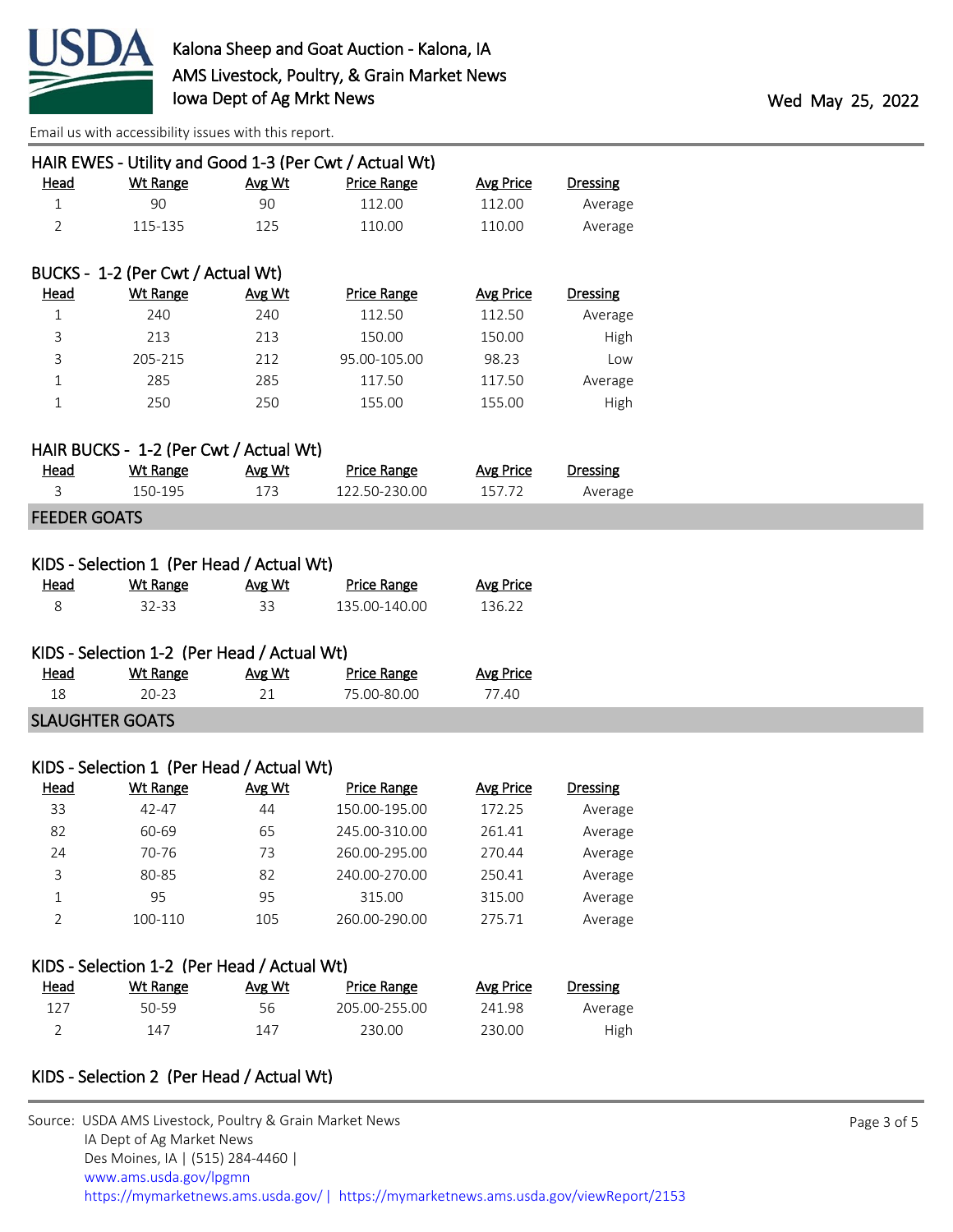Kalona Sheep and Goat Auction - Kalona, IA
AMS Livestock, Poultry, & Grain Market News
Iowa Dept of Ag Mrkt News

Wed May 25, 2022

Email us with accessibility issues with this report.

### HAIR EWES - Utility and Good 1-3 (Per Cwt / Actual Wt)

| Head | Wt Range | Avg Wt | Price Range | Avg Price | Dressing |
|---|---|---|---|---|---|
| 1 | 90 | 90 | 112.00 | 112.00 | Average |
| 2 | 115-135 | 125 | 110.00 | 110.00 | Average |

### BUCKS - 1-2 (Per Cwt / Actual Wt)

| Head | Wt Range | Avg Wt | Price Range | Avg Price | Dressing |
|---|---|---|---|---|---|
| 1 | 240 | 240 | 112.50 | 112.50 | Average |
| 3 | 213 | 213 | 150.00 | 150.00 | High |
| 3 | 205-215 | 212 | 95.00-105.00 | 98.23 | Low |
| 1 | 285 | 285 | 117.50 | 117.50 | Average |
| 1 | 250 | 250 | 155.00 | 155.00 | High |

### HAIR BUCKS - 1-2 (Per Cwt / Actual Wt)

| Head | Wt Range | Avg Wt | Price Range | Avg Price | Dressing |
|---|---|---|---|---|---|
| 3 | 150-195 | 173 | 122.50-230.00 | 157.72 | Average |

## FEEDER GOATS

### KIDS - Selection 1 (Per Head / Actual Wt)

| Head | Wt Range | Avg Wt | Price Range | Avg Price |
|---|---|---|---|---|
| 8 | 32-33 | 33 | 135.00-140.00 | 136.22 |

### KIDS - Selection 1-2 (Per Head / Actual Wt)

| Head | Wt Range | Avg Wt | Price Range | Avg Price |
|---|---|---|---|---|
| 18 | 20-23 | 21 | 75.00-80.00 | 77.40 |

## SLAUGHTER GOATS

### KIDS - Selection 1 (Per Head / Actual Wt)

| Head | Wt Range | Avg Wt | Price Range | Avg Price | Dressing |
|---|---|---|---|---|---|
| 33 | 42-47 | 44 | 150.00-195.00 | 172.25 | Average |
| 82 | 60-69 | 65 | 245.00-310.00 | 261.41 | Average |
| 24 | 70-76 | 73 | 260.00-295.00 | 270.44 | Average |
| 3 | 80-85 | 82 | 240.00-270.00 | 250.41 | Average |
| 1 | 95 | 95 | 315.00 | 315.00 | Average |
| 2 | 100-110 | 105 | 260.00-290.00 | 275.71 | Average |

### KIDS - Selection 1-2 (Per Head / Actual Wt)

| Head | Wt Range | Avg Wt | Price Range | Avg Price | Dressing |
|---|---|---|---|---|---|
| 127 | 50-59 | 56 | 205.00-255.00 | 241.98 | Average |
| 2 | 147 | 147 | 230.00 | 230.00 | High |

### KIDS - Selection 2 (Per Head / Actual Wt)

Source: USDA AMS Livestock, Poultry & Grain Market News
IA Dept of Ag Market News
Des Moines, IA | (515) 284-4460 |
www.ams.usda.gov/lpgmn
https://mymarketnews.ams.usda.gov/ | https://mymarketnews.ams.usda.gov/viewReport/2153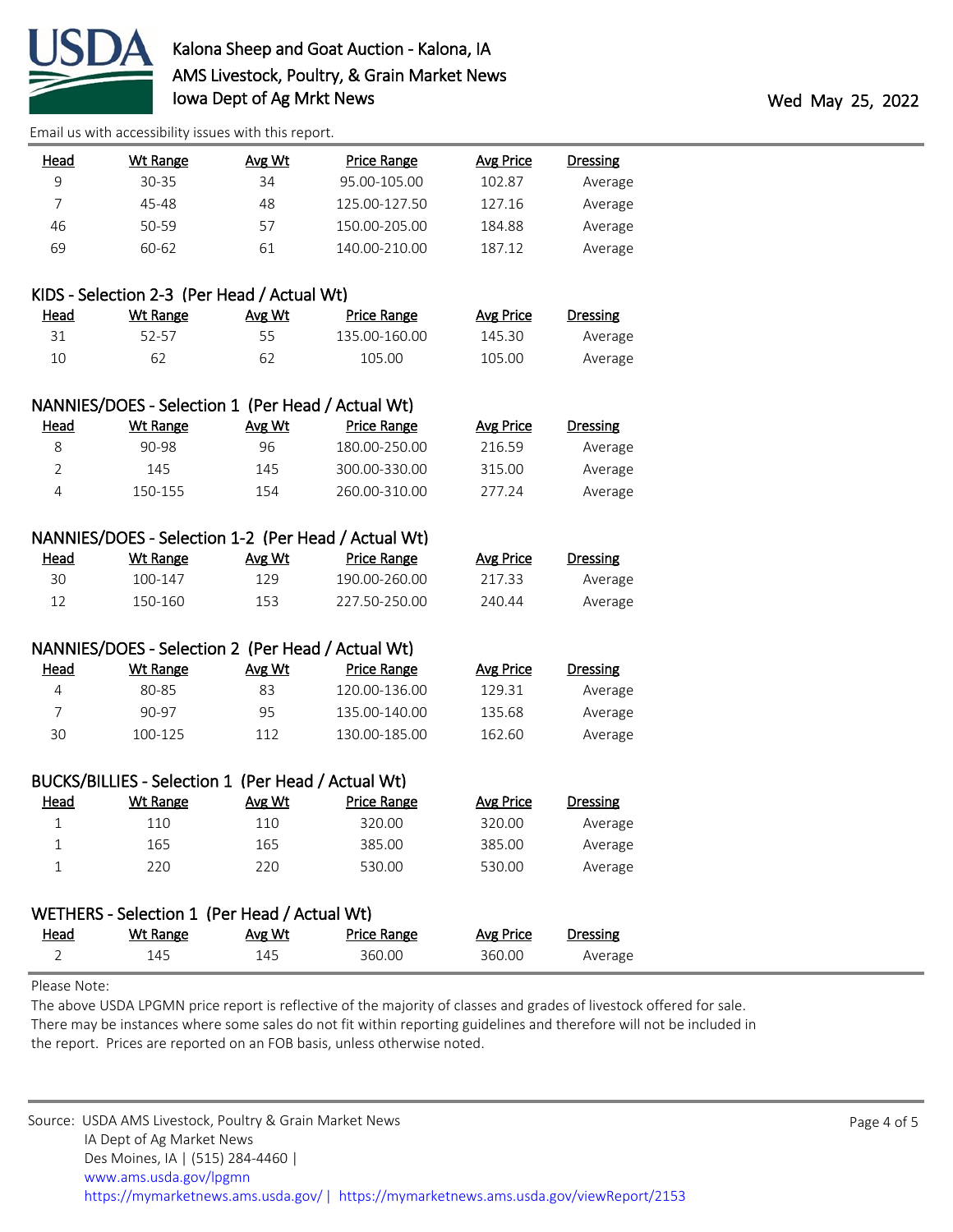Email us with accessibility issues with this report.

| Head | Wt Range | Avg Wt | Price Range | Avg Price | Dressing |
|---|---|---|---|---|---|
| 9 | 30-35 | 34 | 95.00-105.00 | 102.87 | Average |
| 7 | 45-48 | 48 | 125.00-127.50 | 127.16 | Average |
| 46 | 50-59 | 57 | 150.00-205.00 | 184.88 | Average |
| 69 | 60-62 | 61 | 140.00-210.00 | 187.12 | Average |

### KIDS - Selection 2-3 (Per Head / Actual Wt)

| Head | Wt Range | Avg Wt | Price Range | Avg Price | Dressing |
|---|---|---|---|---|---|
| 31 | 52-57 | 55 | 135.00-160.00 | 145.30 | Average |
| 10 | 62 | 62 | 105.00 | 105.00 | Average |

### NANNIES/DOES - Selection 1 (Per Head / Actual Wt)

| Head | Wt Range | Avg Wt | Price Range | Avg Price | Dressing |
|---|---|---|---|---|---|
| 8 | 90-98 | 96 | 180.00-250.00 | 216.59 | Average |
| 2 | 145 | 145 | 300.00-330.00 | 315.00 | Average |
| 4 | 150-155 | 154 | 260.00-310.00 | 277.24 | Average |

### NANNIES/DOES - Selection 1-2 (Per Head / Actual Wt)

| Head | Wt Range | Avg Wt | Price Range | Avg Price | Dressing |
|---|---|---|---|---|---|
| 30 | 100-147 | 129 | 190.00-260.00 | 217.33 | Average |
| 12 | 150-160 | 153 | 227.50-250.00 | 240.44 | Average |

### NANNIES/DOES - Selection 2 (Per Head / Actual Wt)

| Head | Wt Range | Avg Wt | Price Range | Avg Price | Dressing |
|---|---|---|---|---|---|
| 4 | 80-85 | 83 | 120.00-136.00 | 129.31 | Average |
| 7 | 90-97 | 95 | 135.00-140.00 | 135.68 | Average |
| 30 | 100-125 | 112 | 130.00-185.00 | 162.60 | Average |

### BUCKS/BILLIES - Selection 1 (Per Head / Actual Wt)

| Head | Wt Range | Avg Wt | Price Range | Avg Price | Dressing |
|---|---|---|---|---|---|
| 1 | 110 | 110 | 320.00 | 320.00 | Average |
| 1 | 165 | 165 | 385.00 | 385.00 | Average |
| 1 | 220 | 220 | 530.00 | 530.00 | Average |

### WETHERS - Selection 1 (Per Head / Actual Wt)

| Head | Wt Range | Avg Wt | Price Range | Avg Price | Dressing |
|---|---|---|---|---|---|
| 2 | 145 | 145 | 360.00 | 360.00 | Average |

Please Note:

The above USDA LPGMN price report is reflective of the majority of classes and grades of livestock offered for sale. There may be instances where some sales do not fit within reporting guidelines and therefore will not be included in the report. Prices are reported on an FOB basis, unless otherwise noted.

Source: USDA AMS Livestock, Poultry & Grain Market News
IA Dept of Ag Market News
Des Moines, IA | (515) 284-4460 |
www.ams.usda.gov/lpgmn
https://mymarketnews.ams.usda.gov/ | https://mymarketnews.ams.usda.gov/viewReport/2153